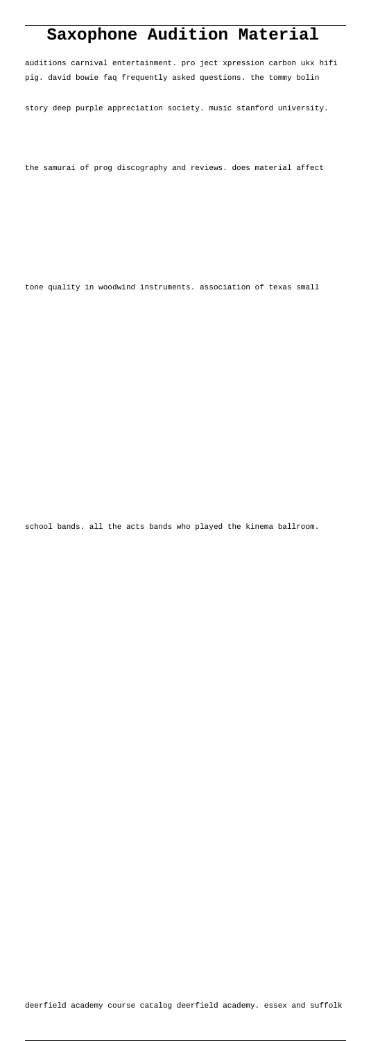# Saxophone Audition Material

auditions carnival entertainment. pro ject xpression carbon ukx hifi pig. david bowie faq frequently asked questions. the tommy bolin story deep purple appreciation society. music stanford university. the samurai of prog discography and reviews. does material affect tone quality in woodwind instruments. association of texas small school bands. all the acts bands who played the kinema ballroom. deerfield academy course catalog deerfield academy. essex and suffolk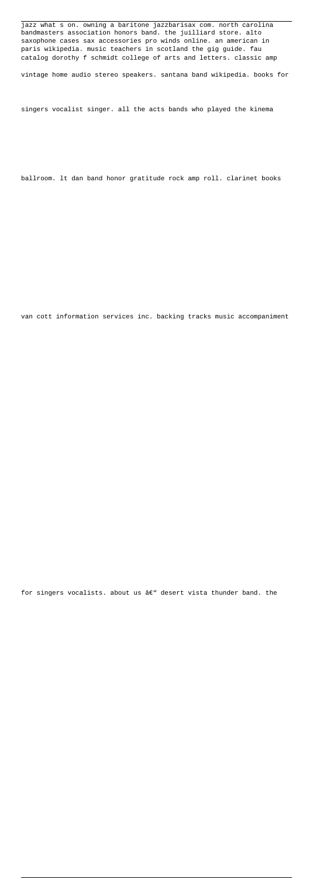jazz what s on. owning a baritone jazzbarisax com. north carolina bandmasters association honors band. the juilliard store. alto saxophone cases sax accessories pro winds online. an american in paris wikipedia. music teachers in scotland the gig guide. fau catalog dorothy f schmidt college of arts and letters. classic amp

vintage home audio stereo speakers. santana band wikipedia. books for

singers vocalist singer. all the acts bands who played the kinema

ballroom. lt dan band honor gratitude rock amp roll. clarinet books

van cott information services inc. backing tracks music accompaniment

for singers vocalists. about us â€" desert vista thunder band. the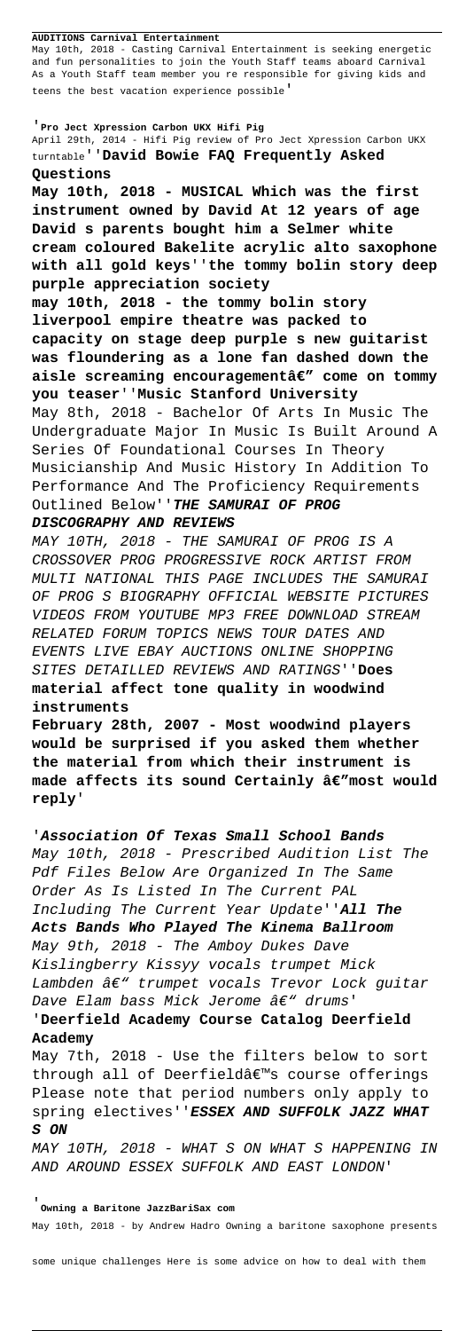**AUDITIONS Carnival Entertainment**
May 10th, 2018 - Casting Carnival Entertainment is seeking energetic and fun personalities to join the Youth Staff teams aboard Carnival As a Youth Staff team member you re responsible for giving kids and teens the best vacation experience possible'

'**Pro Ject Xpression Carbon UKX Hifi Pig**
April 29th, 2014 - Hifi Pig review of Pro Ject Xpression Carbon UKX turntable''**David Bowie FAQ Frequently Asked Questions**

**May 10th, 2018 - MUSICAL Which was the first instrument owned by David At 12 years of age David s parents bought him a Selmer white cream coloured Bakelite acrylic alto saxophone with all gold keys''the tommy bolin story deep purple appreciation society**

**may 10th, 2018 - the tommy bolin story liverpool empire theatre was packed to capacity on stage deep purple s new guitarist was floundering as a lone fan dashed down the aisle screaming encouragementâ€" come on tommy you teaser''Music Stanford University**

May 8th, 2018 - Bachelor Of Arts In Music The Undergraduate Major In Music Is Built Around A Series Of Foundational Courses In Theory Musicianship And Music History In Addition To Performance And The Proficiency Requirements Outlined Below''***THE SAMURAI OF PROG DISCOGRAPHY AND REVIEWS***

*MAY 10TH, 2018 - THE SAMURAI OF PROG IS A CROSSOVER PROG PROGRESSIVE ROCK ARTIST FROM MULTI NATIONAL THIS PAGE INCLUDES THE SAMURAI OF PROG S BIOGRAPHY OFFICIAL WEBSITE PICTURES VIDEOS FROM YOUTUBE MP3 FREE DOWNLOAD STREAM RELATED FORUM TOPICS NEWS TOUR DATES AND EVENTS LIVE EBAY AUCTIONS ONLINE SHOPPING SITES DETAILLED REVIEWS AND RATINGS*''**Does material affect tone quality in woodwind instruments**

**February 28th, 2007 - Most woodwind players would be surprised if you asked them whether the material from which their instrument is made affects its sound Certainly â€"most would reply**'

'***Association Of Texas Small School Bands***
*May 10th, 2018 - Prescribed Audition List The Pdf Files Below Are Organized In The Same Order As Is Listed In The Current PAL Including The Current Year Update*''***All The Acts Bands Who Played The Kinema Ballroom***
*May 9th, 2018 - The Amboy Dukes Dave Kislingberry Kissyy vocals trumpet Mick Lambden â€" trumpet vocals Trevor Lock guitar Dave Elam bass Mick Jerome â€" drums*'

'**Deerfield Academy Course Catalog Deerfield Academy**

May 7th, 2018 - Use the filters below to sort through all of Deerfieldâ€™s course offerings Please note that period numbers only apply to spring electives''***ESSEX AND SUFFOLK JAZZ WHAT S ON***

*MAY 10TH, 2018 - WHAT S ON WHAT S HAPPENING IN AND AROUND ESSEX SUFFOLK AND EAST LONDON*'

'**Owning a Baritone JazzBariSax com**
May 10th, 2018 - by Andrew Hadro Owning a baritone saxophone presents some unique challenges Here is some advice on how to deal with them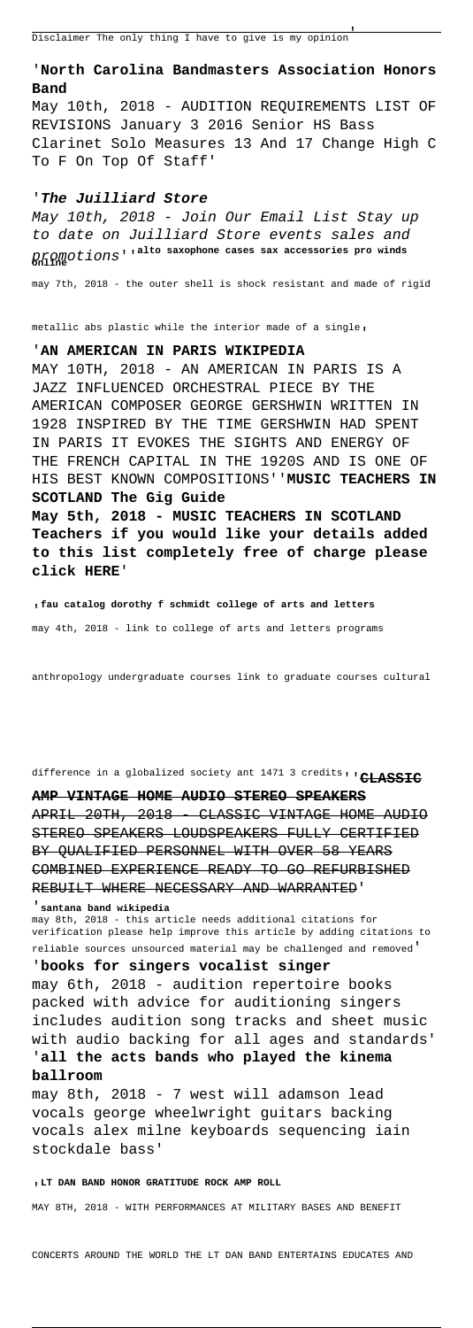Disclaimer The only thing I have to give is my opinion'

'**North Carolina Bandmasters Association Honors Band**

May 10th, 2018 - AUDITION REQUIREMENTS LIST OF REVISIONS January 3 2016 Senior HS Bass Clarinet Solo Measures 13 And 17 Change High C To F On Top Of Staff'

'***The Juilliard Store***

*May 10th, 2018 - Join Our Email List Stay up to date on Juilliard Store events sales and promotions*''**alto saxophone cases sax accessories pro winds online**

may 7th, 2018 - the outer shell is shock resistant and made of rigid metallic abs plastic while the interior made of a single'

'**AN AMERICAN IN PARIS WIKIPEDIA**

MAY 10TH, 2018 - AN AMERICAN IN PARIS IS A JAZZ INFLUENCED ORCHESTRAL PIECE BY THE AMERICAN COMPOSER GEORGE GERSHWIN WRITTEN IN 1928 INSPIRED BY THE TIME GERSHWIN HAD SPENT IN PARIS IT EVOKES THE SIGHTS AND ENERGY OF THE FRENCH CAPITAL IN THE 1920S AND IS ONE OF HIS BEST KNOWN COMPOSITIONS''**MUSIC TEACHERS IN SCOTLAND The Gig Guide**

**May 5th, 2018 - MUSIC TEACHERS IN SCOTLAND Teachers if you would like your details added to this list completely free of charge please click HERE**'

'**fau catalog dorothy f schmidt college of arts and letters**

may 4th, 2018 - link to college of arts and letters programs anthropology undergraduate courses link to graduate courses cultural difference in a globalized society ant 1471 3 credits''~~**CLASSIC AMP VINTAGE HOME AUDIO STEREO SPEAKERS**~~

~~APRIL 20TH, 2018 - CLASSIC VINTAGE HOME AUDIO STEREO SPEAKERS LOUDSPEAKERS FULLY CERTIFIED BY QUALIFIED PERSONNEL WITH OVER 58 YEARS COMBINED EXPERIENCE READY TO GO REFURBISHED REBUILT WHERE NECESSARY AND WARRANTED~~'

'**santana band wikipedia**

may 8th, 2018 - this article needs additional citations for verification please help improve this article by adding citations to reliable sources unsourced material may be challenged and removed'

'**books for singers vocalist singer**

may 6th, 2018 - audition repertoire books packed with advice for auditioning singers includes audition song tracks and sheet music with audio backing for all ages and standards'

'**all the acts bands who played the kinema ballroom**

may 8th, 2018 - 7 west will adamson lead vocals george wheelwright guitars backing vocals alex milne keyboards sequencing iain stockdale bass'

'**LT DAN BAND HONOR GRATITUDE ROCK AMP ROLL**

MAY 8TH, 2018 - WITH PERFORMANCES AT MILITARY BASES AND BENEFIT CONCERTS AROUND THE WORLD THE LT DAN BAND ENTERTAINS EDUCATES AND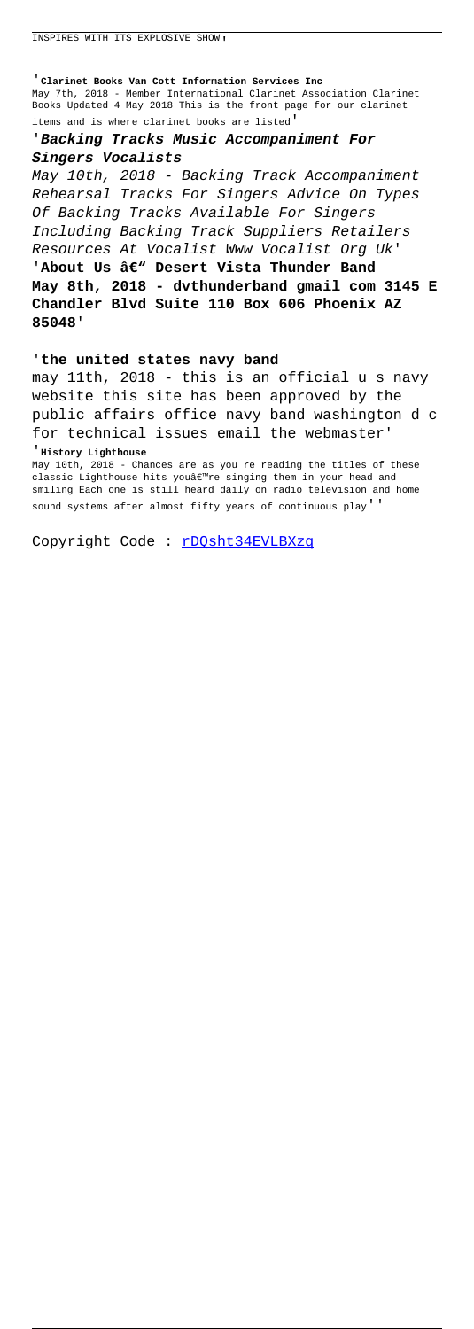INSPIRES WITH ITS EXPLOSIVE SHOW'

'**Clarinet Books Van Cott Information Services Inc**
May 7th, 2018 - Member International Clarinet Association Clarinet Books Updated 4 May 2018 This is the front page for our clarinet items and is where clarinet books are listed'

'***Backing Tracks Music Accompaniment For Singers Vocalists***
*May 10th, 2018 - Backing Track Accompaniment Rehearsal Tracks For Singers Advice On Types Of Backing Tracks Available For Singers Including Backing Track Suppliers Retailers Resources At Vocalist Www Vocalist Org Uk*'

'**About Us â€" Desert Vista Thunder Band**
**May 8th, 2018 - dvthunderband gmail com 3145 E Chandler Blvd Suite 110 Box 606 Phoenix AZ 85048**'

'**the united states navy band**
may 11th, 2018 - this is an official u s navy website this site has been approved by the public affairs office navy band washington d c for technical issues email the webmaster'

'**History Lighthouse**
May 10th, 2018 - Chances are as you re reading the titles of these classic Lighthouse hits youâ€™re singing them in your head and smiling Each one is still heard daily on radio television and home sound systems after almost fifty years of continuous play''

Copyright Code : rDQsht34EVLBXzq